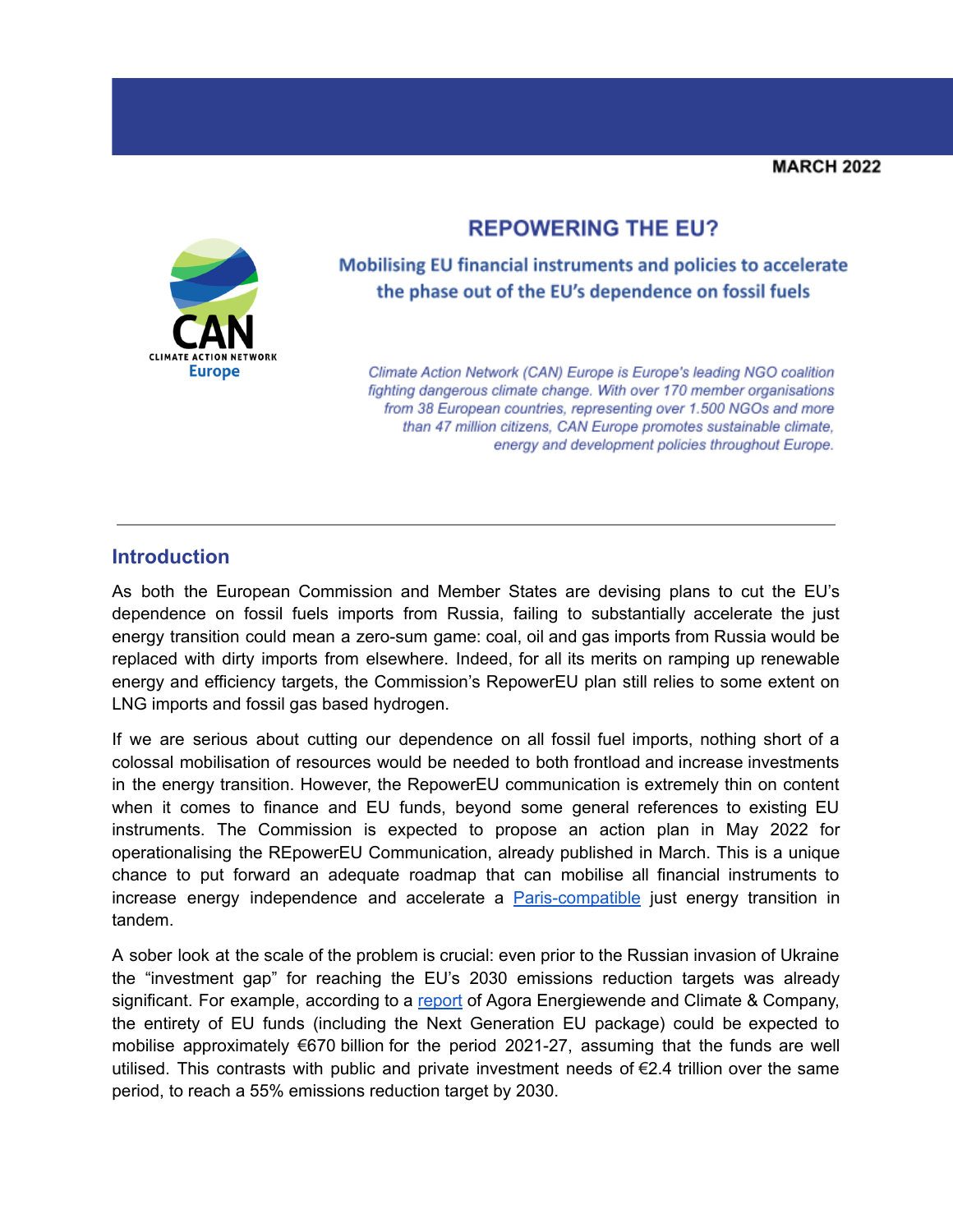MARCH 2022

# REPOWERING THE EU?

## Mobilising EU financial instruments and policies to accelerate the phase out of the EU's dependence on fossil fuels

CAN CLIMATE ACTION NETWORK Europe

*Climate Action Network (CAN) Europe is Europe's leading NGO coalition fighting dangerous climate change. With over 170 member organisations from 38 European countries, representing over 1.500 NGOs and more than 47 million citizens, CAN Europe promotes sustainable climate, energy and development policies throughout Europe.*

---

## Introduction

As both the European Commission and Member States are devising plans to cut the EU's dependence on fossil fuels imports from Russia, failing to substantially accelerate the just energy transition could mean a zero-sum game: coal, oil and gas imports from Russia would be replaced with dirty imports from elsewhere. Indeed, for all its merits on ramping up renewable energy and efficiency targets, the Commission's RepowerEU plan still relies to some extent on LNG imports and fossil gas based hydrogen.

If we are serious about cutting our dependence on all fossil fuel imports, nothing short of a colossal mobilisation of resources would be needed to both frontload and increase investments in the energy transition. However, the RepowerEU communication is extremely thin on content when it comes to finance and EU funds, beyond some general references to existing EU instruments. The Commission is expected to propose an action plan in May 2022 for operationalising the REpowerEU Communication, already published in March. This is a unique chance to put forward an adequate roadmap that can mobilise all financial instruments to increase energy independence and accelerate a Paris-compatible just energy transition in tandem.

A sober look at the scale of the problem is crucial: even prior to the Russian invasion of Ukraine the "investment gap" for reaching the EU's 2030 emissions reduction targets was already significant. For example, according to a report of Agora Energiewende and Climate & Company, the entirety of EU funds (including the Next Generation EU package) could be expected to mobilise approximately €670 billion for the period 2021-27, assuming that the funds are well utilised. This contrasts with public and private investment needs of €2.4 trillion over the same period, to reach a 55% emissions reduction target by 2030.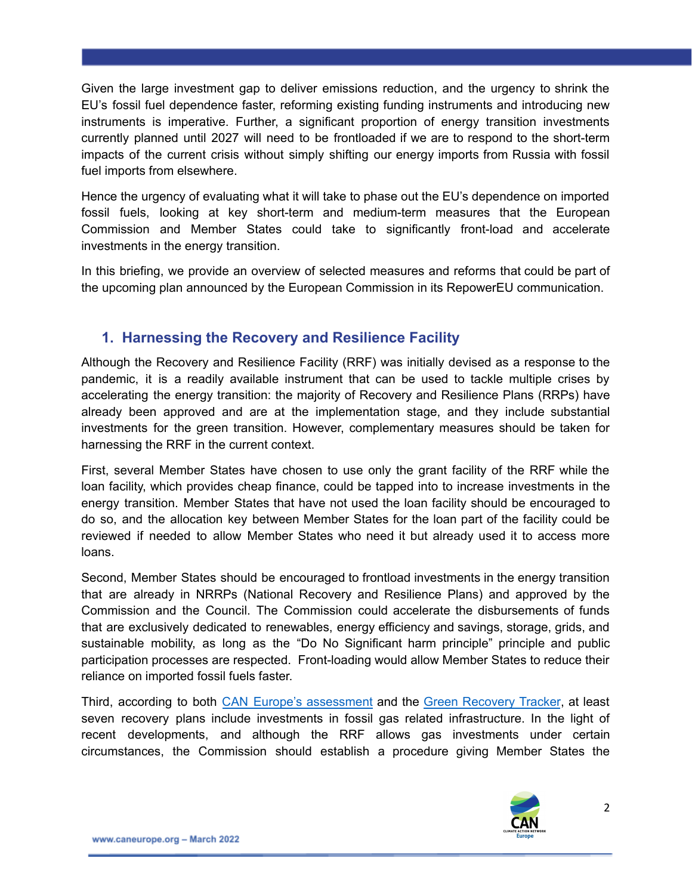Given the large investment gap to deliver emissions reduction, and the urgency to shrink the EU's fossil fuel dependence faster, reforming existing funding instruments and introducing new instruments is imperative. Further, a significant proportion of energy transition investments currently planned until 2027 will need to be frontloaded if we are to respond to the short-term impacts of the current crisis without simply shifting our energy imports from Russia with fossil fuel imports from elsewhere.

Hence the urgency of evaluating what it will take to phase out the EU's dependence on imported fossil fuels, looking at key short-term and medium-term measures that the European Commission and Member States could take to significantly front-load and accelerate investments in the energy transition.

In this briefing, we provide an overview of selected measures and reforms that could be part of the upcoming plan announced by the European Commission in its RepowerEU communication.

## 1. Harnessing the Recovery and Resilience Facility

Although the Recovery and Resilience Facility (RRF) was initially devised as a response to the pandemic, it is a readily available instrument that can be used to tackle multiple crises by accelerating the energy transition: the majority of Recovery and Resilience Plans (RRPs) have already been approved and are at the implementation stage, and they include substantial investments for the green transition. However, complementary measures should be taken for harnessing the RRF in the current context.

First, several Member States have chosen to use only the grant facility of the RRF while the loan facility, which provides cheap finance, could be tapped into to increase investments in the energy transition. Member States that have not used the loan facility should be encouraged to do so, and the allocation key between Member States for the loan part of the facility could be reviewed if needed to allow Member States who need it but already used it to access more loans.

Second, Member States should be encouraged to frontload investments in the energy transition that are already in NRRPs (National Recovery and Resilience Plans) and approved by the Commission and the Council. The Commission could accelerate the disbursements of funds that are exclusively dedicated to renewables, energy efficiency and savings, storage, grids, and sustainable mobility, as long as the "Do No Significant harm principle" principle and public participation processes are respected. Front-loading would allow Member States to reduce their reliance on imported fossil fuels faster.

Third, according to both CAN Europe's assessment and the Green Recovery Tracker, at least seven recovery plans include investments in fossil gas related infrastructure. In the light of recent developments, and although the RRF allows gas investments under certain circumstances, the Commission should establish a procedure giving Member States the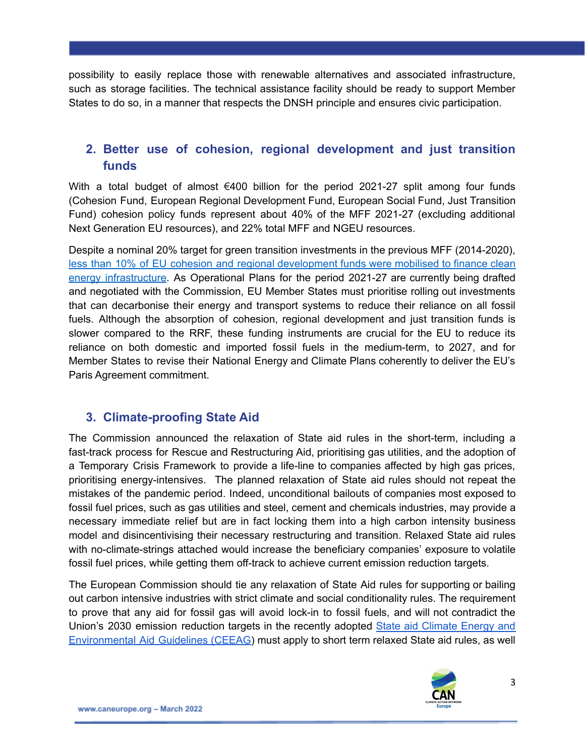possibility to easily replace those with renewable alternatives and associated infrastructure, such as storage facilities. The technical assistance facility should be ready to support Member States to do so, in a manner that respects the DNSH principle and ensures civic participation.

## 2. Better use of cohesion, regional development and just transition funds

With a total budget of almost €400 billion for the period 2021-27 split among four funds (Cohesion Fund, European Regional Development Fund, European Social Fund, Just Transition Fund) cohesion policy funds represent about 40% of the MFF 2021-27 (excluding additional Next Generation EU resources), and 22% total MFF and NGEU resources.

Despite a nominal 20% target for green transition investments in the previous MFF (2014-2020), less than 10% of EU cohesion and regional development funds were mobilised to finance clean energy infrastructure. As Operational Plans for the period 2021-27 are currently being drafted and negotiated with the Commission, EU Member States must prioritise rolling out investments that can decarbonise their energy and transport systems to reduce their reliance on all fossil fuels. Although the absorption of cohesion, regional development and just transition funds is slower compared to the RRF, these funding instruments are crucial for the EU to reduce its reliance on both domestic and imported fossil fuels in the medium-term, to 2027, and for Member States to revise their National Energy and Climate Plans coherently to deliver the EU's Paris Agreement commitment.

## 3. Climate-proofing State Aid

The Commission announced the relaxation of State aid rules in the short-term, including a fast-track process for Rescue and Restructuring Aid, prioritising gas utilities, and the adoption of a Temporary Crisis Framework to provide a life-line to companies affected by high gas prices, prioritising energy-intensives. The planned relaxation of State aid rules should not repeat the mistakes of the pandemic period. Indeed, unconditional bailouts of companies most exposed to fossil fuel prices, such as gas utilities and steel, cement and chemicals industries, may provide a necessary immediate relief but are in fact locking them into a high carbon intensity business model and disincentivising their necessary restructuring and transition. Relaxed State aid rules with no-climate-strings attached would increase the beneficiary companies' exposure to volatile fossil fuel prices, while getting them off-track to achieve current emission reduction targets.

The European Commission should tie any relaxation of State Aid rules for supporting or bailing out carbon intensive industries with strict climate and social conditionality rules. The requirement to prove that any aid for fossil gas will avoid lock-in to fossil fuels, and will not contradict the Union's 2030 emission reduction targets in the recently adopted State aid Climate Energy and Environmental Aid Guidelines (CEEAG) must apply to short term relaxed State aid rules, as well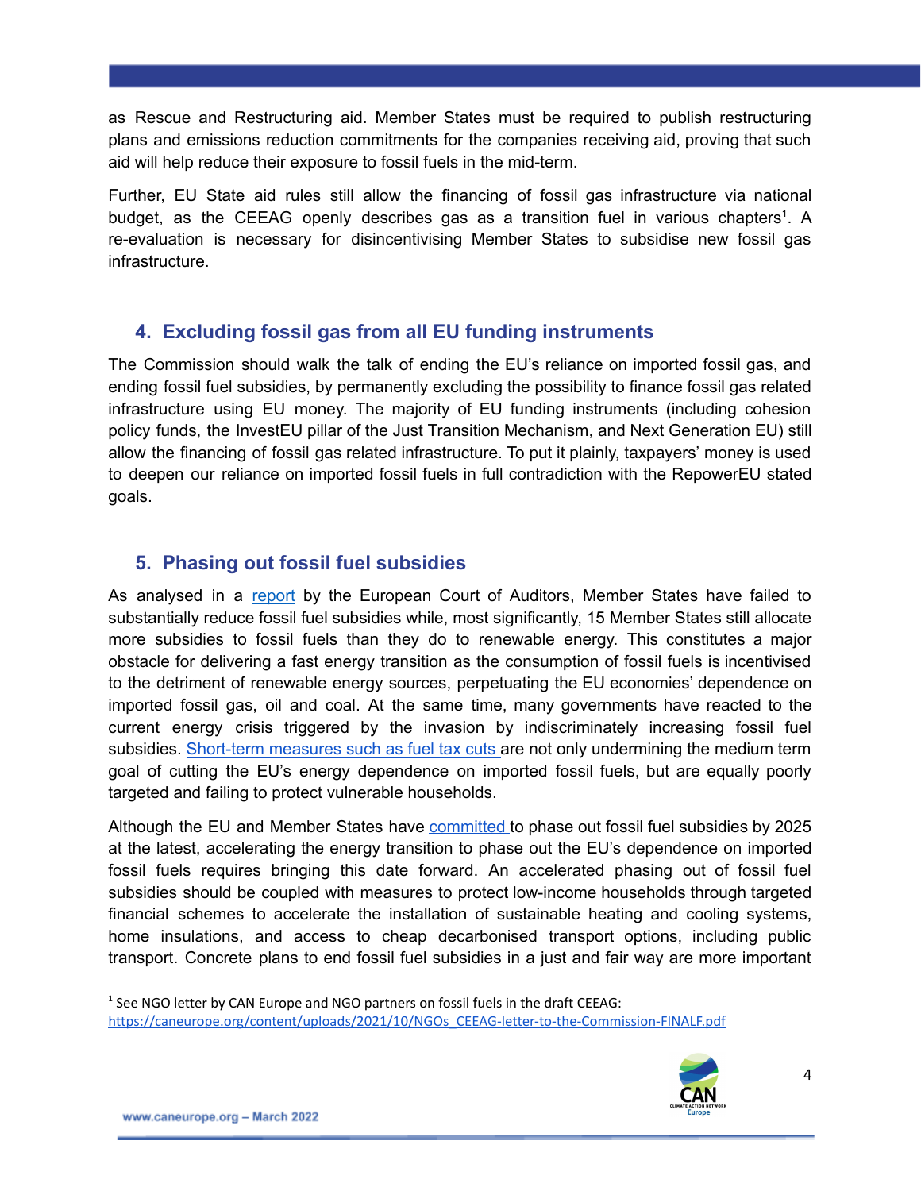as Rescue and Restructuring aid. Member States must be required to publish restructuring plans and emissions reduction commitments for the companies receiving aid, proving that such aid will help reduce their exposure to fossil fuels in the mid-term.

Further, EU State aid rules still allow the financing of fossil gas infrastructure via national budget, as the CEEAG openly describes gas as a transition fuel in various chapters[1]. A re-evaluation is necessary for disincentivising Member States to subsidise new fossil gas infrastructure.

## 4. Excluding fossil gas from all EU funding instruments

The Commission should walk the talk of ending the EU's reliance on imported fossil gas, and ending fossil fuel subsidies, by permanently excluding the possibility to finance fossil gas related infrastructure using EU money. The majority of EU funding instruments (including cohesion policy funds, the InvestEU pillar of the Just Transition Mechanism, and Next Generation EU) still allow the financing of fossil gas related infrastructure. To put it plainly, taxpayers' money is used to deepen our reliance on imported fossil fuels in full contradiction with the RepowerEU stated goals.

## 5. Phasing out fossil fuel subsidies

As analysed in a report by the European Court of Auditors, Member States have failed to substantially reduce fossil fuel subsidies while, most significantly, 15 Member States still allocate more subsidies to fossil fuels than they do to renewable energy. This constitutes a major obstacle for delivering a fast energy transition as the consumption of fossil fuels is incentivised to the detriment of renewable energy sources, perpetuating the EU economies' dependence on imported fossil gas, oil and coal. At the same time, many governments have reacted to the current energy crisis triggered by the invasion by indiscriminately increasing fossil fuel subsidies. Short-term measures such as fuel tax cuts are not only undermining the medium term goal of cutting the EU's energy dependence on imported fossil fuels, but are equally poorly targeted and failing to protect vulnerable households.

Although the EU and Member States have committed to phase out fossil fuel subsidies by 2025 at the latest, accelerating the energy transition to phase out the EU's dependence on imported fossil fuels requires bringing this date forward. An accelerated phasing out of fossil fuel subsidies should be coupled with measures to protect low-income households through targeted financial schemes to accelerate the installation of sustainable heating and cooling systems, home insulations, and access to cheap decarbonised transport options, including public transport. Concrete plans to end fossil fuel subsidies in a just and fair way are more important

---

[1] See NGO letter by CAN Europe and NGO partners on fossil fuels in the draft CEEAG: https://caneurope.org/content/uploads/2021/10/NGOs_CEEAG-letter-to-the-Commission-FINALF.pdf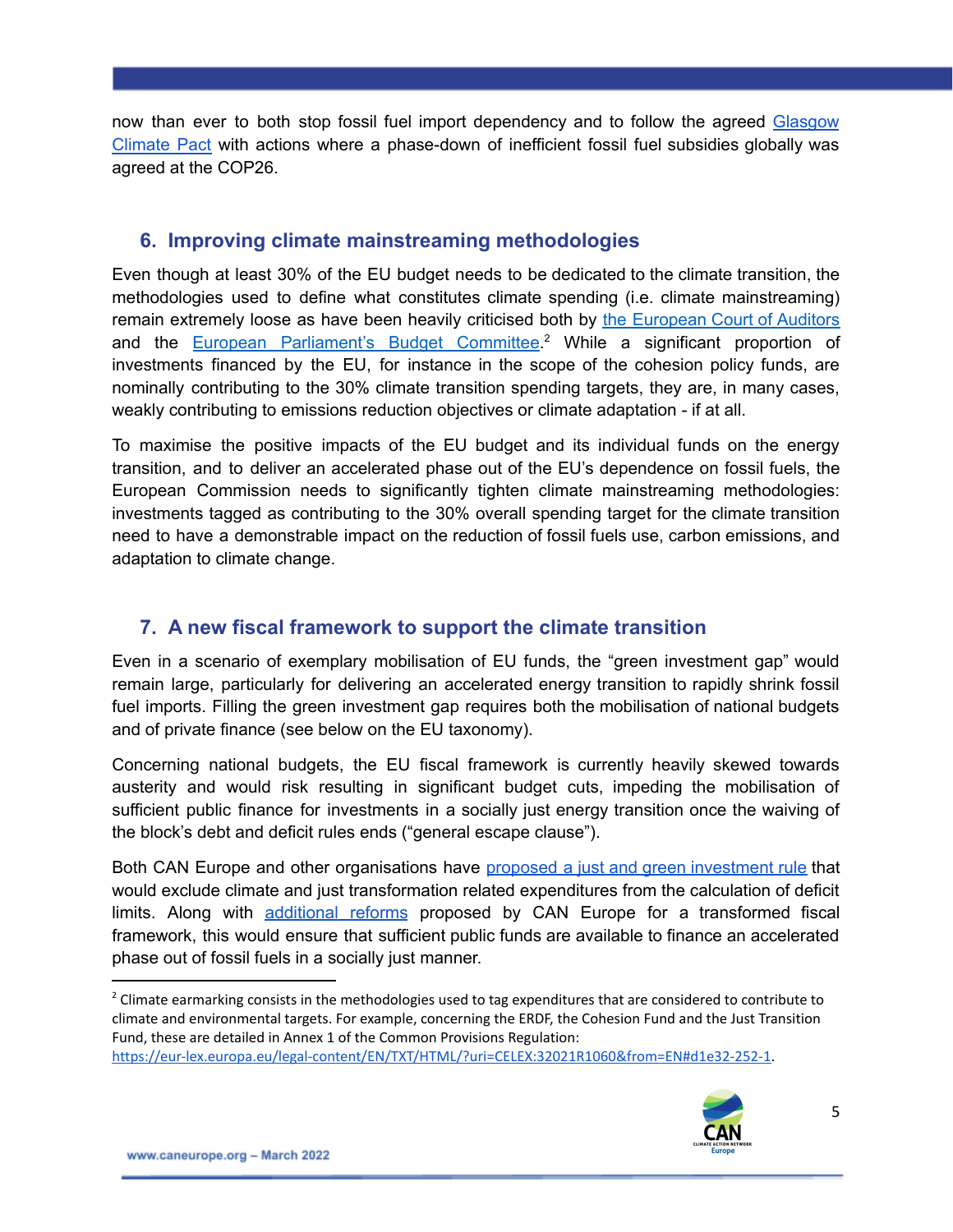now than ever to both stop fossil fuel import dependency and to follow the agreed Glasgow Climate Pact with actions where a phase-down of inefficient fossil fuel subsidies globally was agreed at the COP26.

## 6. Improving climate mainstreaming methodologies

Even though at least 30% of the EU budget needs to be dedicated to the climate transition, the methodologies used to define what constitutes climate spending (i.e. climate mainstreaming) remain extremely loose as have been heavily criticised both by the European Court of Auditors and the European Parliament's Budget Committee.[2] While a significant proportion of investments financed by the EU, for instance in the scope of the cohesion policy funds, are nominally contributing to the 30% climate transition spending targets, they are, in many cases, weakly contributing to emissions reduction objectives or climate adaptation - if at all.

To maximise the positive impacts of the EU budget and its individual funds on the energy transition, and to deliver an accelerated phase out of the EU's dependence on fossil fuels, the European Commission needs to significantly tighten climate mainstreaming methodologies: investments tagged as contributing to the 30% overall spending target for the climate transition need to have a demonstrable impact on the reduction of fossil fuels use, carbon emissions, and adaptation to climate change.

## 7. A new fiscal framework to support the climate transition

Even in a scenario of exemplary mobilisation of EU funds, the "green investment gap" would remain large, particularly for delivering an accelerated energy transition to rapidly shrink fossil fuel imports. Filling the green investment gap requires both the mobilisation of national budgets and of private finance (see below on the EU taxonomy).

Concerning national budgets, the EU fiscal framework is currently heavily skewed towards austerity and would risk resulting in significant budget cuts, impeding the mobilisation of sufficient public finance for investments in a socially just energy transition once the waiving of the block's debt and deficit rules ends ("general escape clause").

Both CAN Europe and other organisations have proposed a just and green investment rule that would exclude climate and just transformation related expenditures from the calculation of deficit limits. Along with additional reforms proposed by CAN Europe for a transformed fiscal framework, this would ensure that sufficient public funds are available to finance an accelerated phase out of fossil fuels in a socially just manner.

---

[2] Climate earmarking consists in the methodologies used to tag expenditures that are considered to contribute to climate and environmental targets. For example, concerning the ERDF, the Cohesion Fund and the Just Transition Fund, these are detailed in Annex 1 of the Common Provisions Regulation: https://eur-lex.europa.eu/legal-content/EN/TXT/HTML/?uri=CELEX:32021R1060&from=EN#d1e32-252-1.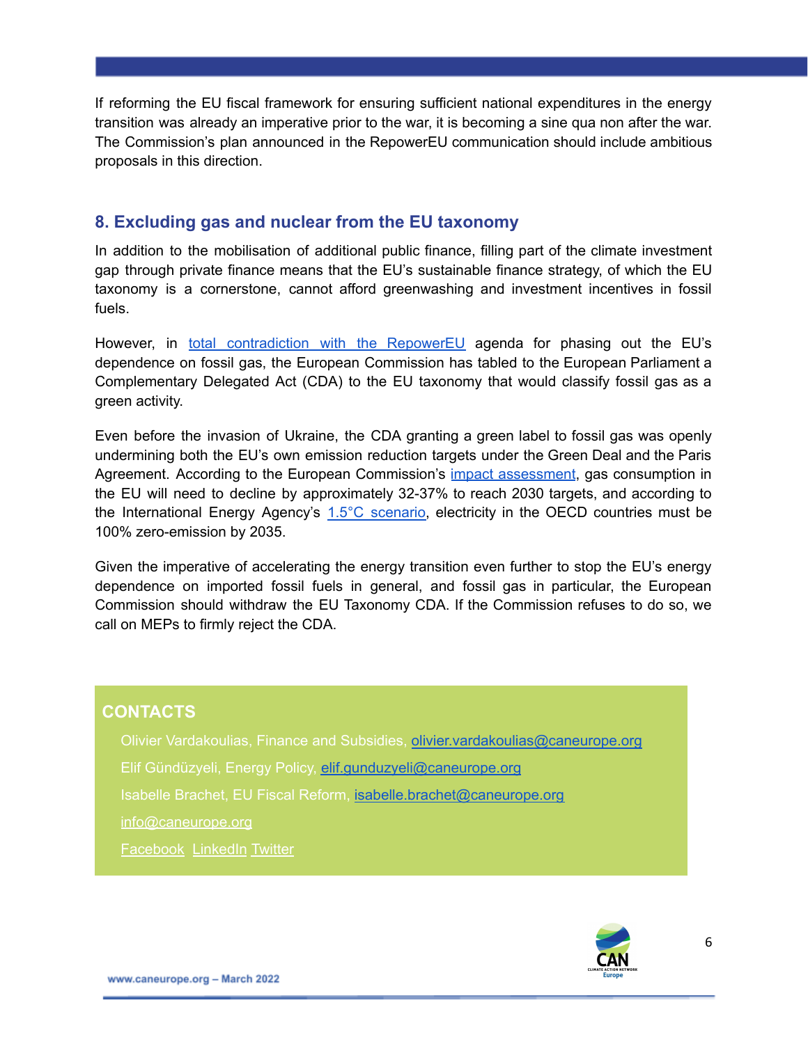If reforming the EU fiscal framework for ensuring sufficient national expenditures in the energy transition was already an imperative prior to the war, it is becoming a sine qua non after the war. The Commission's plan announced in the RepowerEU communication should include ambitious proposals in this direction.

## 8. Excluding gas and nuclear from the EU taxonomy

In addition to the mobilisation of additional public finance, filling part of the climate investment gap through private finance means that the EU's sustainable finance strategy, of which the EU taxonomy is a cornerstone, cannot afford greenwashing and investment incentives in fossil fuels.

However, in total contradiction with the RepowerEU agenda for phasing out the EU's dependence on fossil gas, the European Commission has tabled to the European Parliament a Complementary Delegated Act (CDA) to the EU taxonomy that would classify fossil gas as a green activity.

Even before the invasion of Ukraine, the CDA granting a green label to fossil gas was openly undermining both the EU's own emission reduction targets under the Green Deal and the Paris Agreement. According to the European Commission's impact assessment, gas consumption in the EU will need to decline by approximately 32-37% to reach 2030 targets, and according to the International Energy Agency's 1.5°C scenario, electricity in the OECD countries must be 100% zero-emission by 2035.

Given the imperative of accelerating the energy transition even further to stop the EU's energy dependence on imported fossil fuels in general, and fossil gas in particular, the European Commission should withdraw the EU Taxonomy CDA. If the Commission refuses to do so, we call on MEPs to firmly reject the CDA.

### CONTACTS

Olivier Vardakoulias, Finance and Subsidies, olivier.vardakoulias@caneurope.org

Elif Gündüzyeli, Energy Policy, elif.gunduzyeli@caneurope.org

Isabelle Brachet, EU Fiscal Reform, isabelle.brachet@caneurope.org

info@caneurope.org

Facebook LinkedIn Twitter